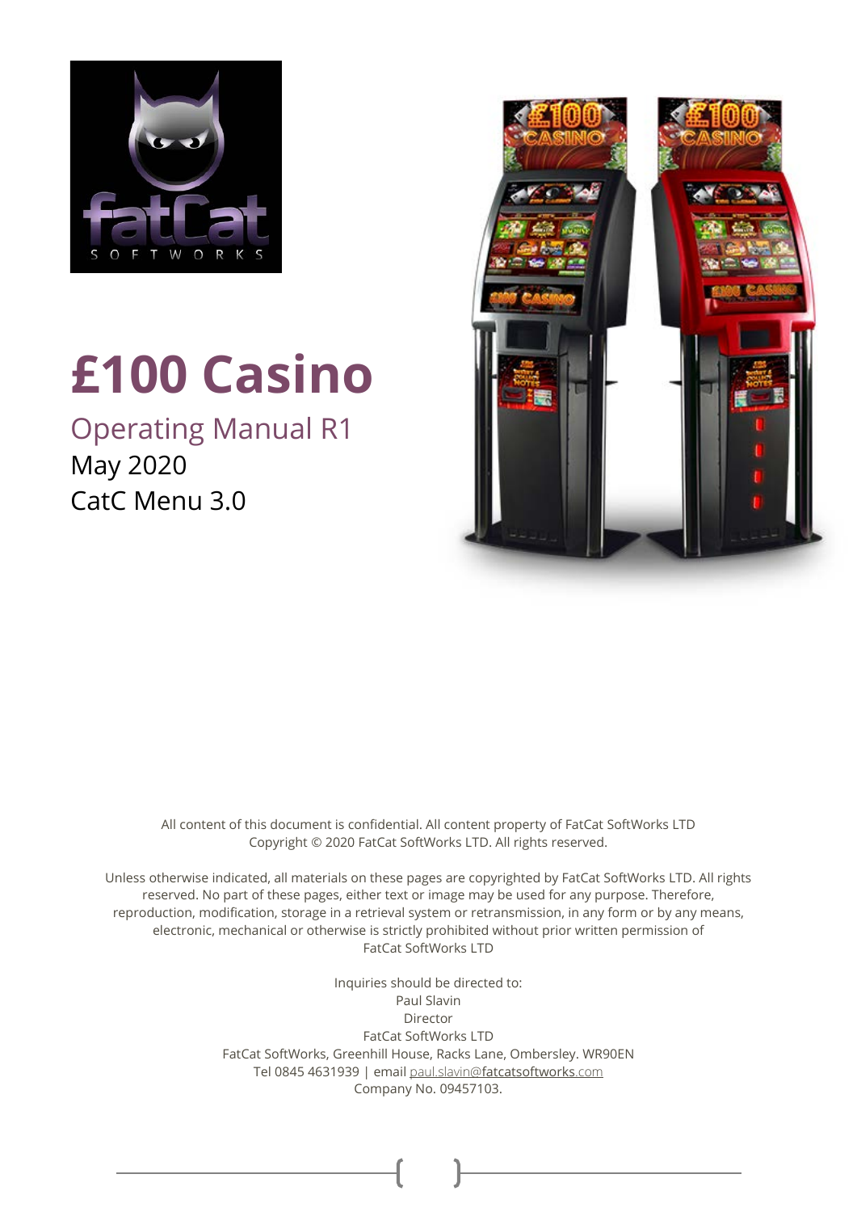# £100 Casino

## Operating Manual R1

May 2020

CatC Menu 3.0

All content of this document is confidential. All content property of FatCat SoftWorks LTD
Copyright © 2020 FatCat SoftWorks LTD. All rights reserved.

Unless otherwise indicated, all materials on these pages are copyrighted by FatCat SoftWorks LTD. All rights reserved. No part of these pages, either text or image may be used for any purpose. Therefore, reproduction, modification, storage in a retrieval system or retransmission, in any form or by any means, electronic, mechanical or otherwise is strictly prohibited without prior written permission of FatCat SoftWorks LTD

Inquiries should be directed to:
Paul Slavin
Director
FatCat SoftWorks LTD
FatCat SoftWorks, Greenhill House, Racks Lane, Ombersley. WR90EN
Tel 0845 4631939 | email paul.slavin@fatcatsoftworks.com
Company No. 09457103.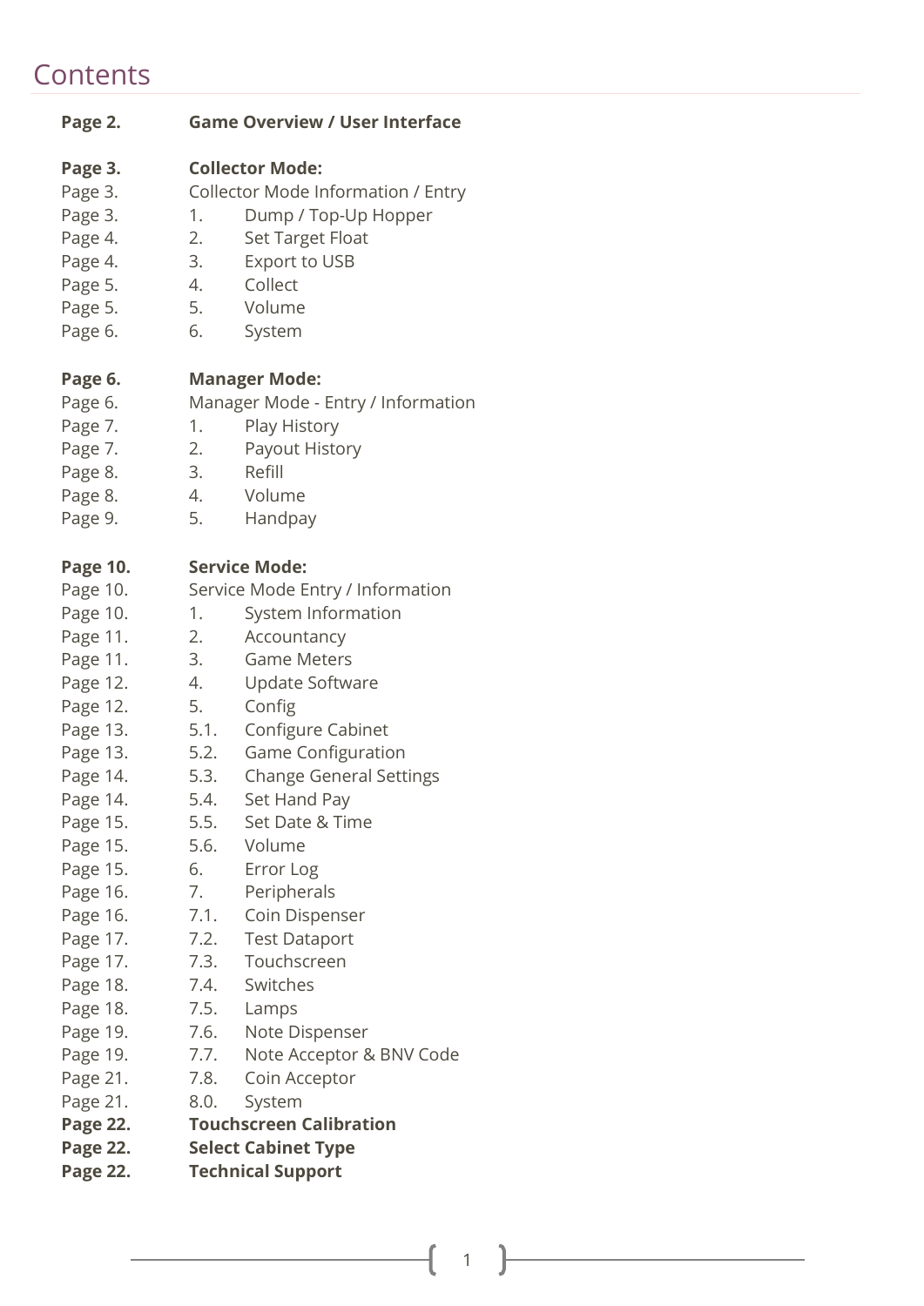# Contents

| | | |
|---|---|---|
| **Page 2.** | **Game Overview / User Interface** | |
| | | |
| **Page 3.** | **Collector Mode:** | |
| Page 3. | Collector Mode Information / Entry | |
| Page 3. | 1. | Dump / Top-Up Hopper |
| Page 4. | 2. | Set Target Float |
| Page 4. | 3. | Export to USB |
| Page 5. | 4. | Collect |
| Page 5. | 5. | Volume |
| Page 6. | 6. | System |
| | | |
| **Page 6.** | **Manager Mode:** | |
| Page 6. | Manager Mode - Entry / Information | |
| Page 7. | 1. | Play History |
| Page 7. | 2. | Payout History |
| Page 8. | 3. | Refill |
| Page 8. | 4. | Volume |
| Page 9. | 5. | Handpay |
| | | |
| **Page 10.** | **Service Mode:** | |
| Page 10. | Service Mode Entry / Information | |
| Page 10. | 1. | System Information |
| Page 11. | 2. | Accountancy |
| Page 11. | 3. | Game Meters |
| Page 12. | 4. | Update Software |
| Page 12. | 5. | Config |
| Page 13. | 5.1. | Configure Cabinet |
| Page 13. | 5.2. | Game Configuration |
| Page 14. | 5.3. | Change General Settings |
| Page 14. | 5.4. | Set Hand Pay |
| Page 15. | 5.5. | Set Date & Time |
| Page 15. | 5.6. | Volume |
| Page 15. | 6. | Error Log |
| Page 16. | 7. | Peripherals |
| Page 16. | 7.1. | Coin Dispenser |
| Page 17. | 7.2. | Test Dataport |
| Page 17. | 7.3. | Touchscreen |
| Page 18. | 7.4. | Switches |
| Page 18. | 7.5. | Lamps |
| Page 19. | 7.6. | Note Dispenser |
| Page 19. | 7.7. | Note Acceptor & BNV Code |
| Page 21. | 7.8. | Coin Acceptor |
| Page 21. | 8.0. | System |
| **Page 22.** | **Touchscreen Calibration** | |
| **Page 22.** | **Select Cabinet Type** | |
| **Page 22.** | **Technical Support** | |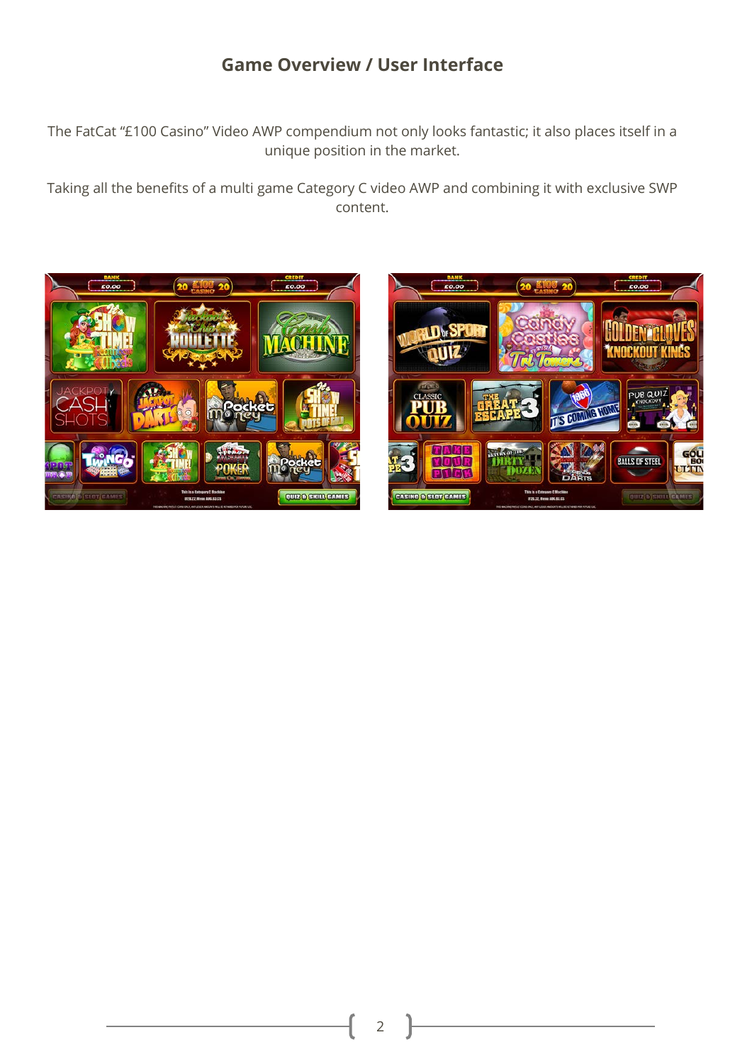## Game Overview / User Interface

The FatCat "£100 Casino" Video AWP compendium not only looks fantastic; it also places itself in a unique position in the market.

Taking all the benefits of a multi game Category C video AWP and combining it with exclusive SWP content.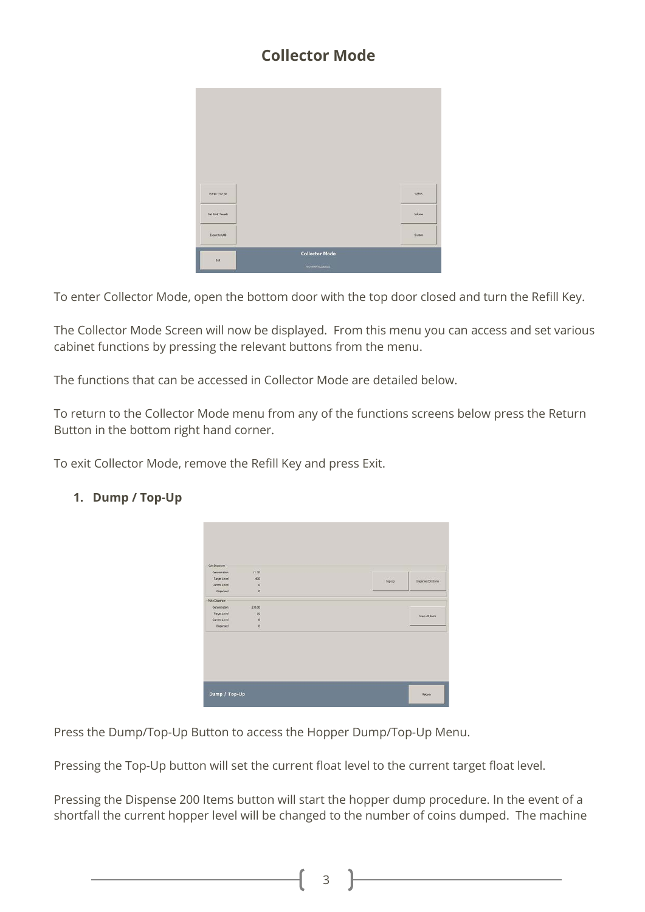## Collector Mode

To enter Collector Mode, open the bottom door with the top door closed and turn the Refill Key.

The Collector Mode Screen will now be displayed. From this menu you can access and set various cabinet functions by pressing the relevant buttons from the menu.

The functions that can be accessed in Collector Mode are detailed below.

To return to the Collector Mode menu from any of the functions screens below press the Return Button in the bottom right hand corner.

To exit Collector Mode, remove the Refill Key and press Exit.

1. **Dump / Top-Up**

Press the Dump/Top-Up Button to access the Hopper Dump/Top-Up Menu.

Pressing the Top-Up button will set the current float level to the current target float level.

Pressing the Dispense 200 Items button will start the hopper dump procedure. In the event of a shortfall the current hopper level will be changed to the number of coins dumped. The machine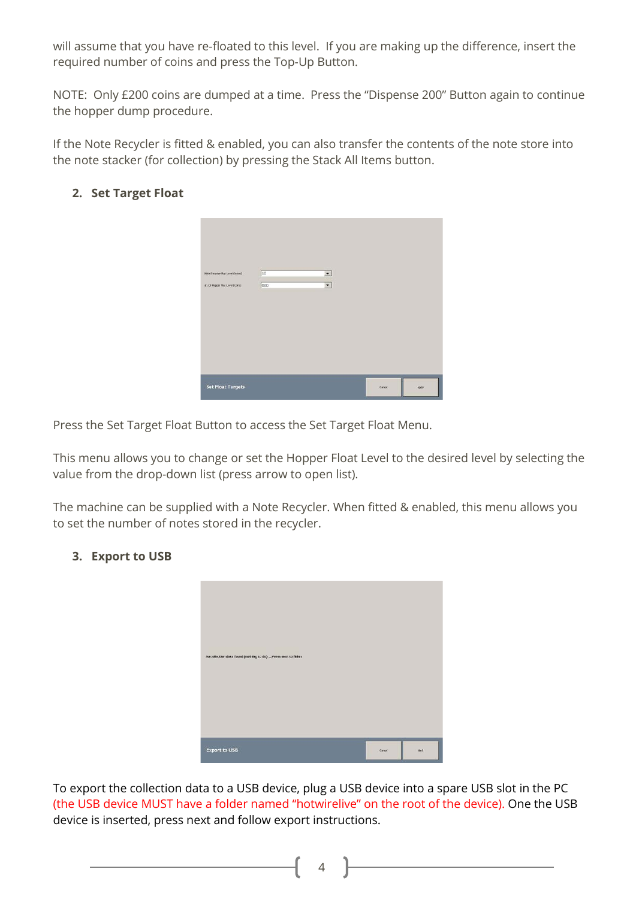will assume that you have re-floated to this level. If you are making up the difference, insert the required number of coins and press the Top-Up Button.

NOTE: Only £200 coins are dumped at a time. Press the "Dispense 200" Button again to continue the hopper dump procedure.

If the Note Recycler is fitted & enabled, you can also transfer the contents of the note store into the note stacker (for collection) by pressing the Stack All Items button.

## 2. Set Target Float

Press the Set Target Float Button to access the Set Target Float Menu.

This menu allows you to change or set the Hopper Float Level to the desired level by selecting the value from the drop-down list (press arrow to open list).

The machine can be supplied with a Note Recycler. When fitted & enabled, this menu allows you to set the number of notes stored in the recycler.

## 3. Export to USB

To export the collection data to a USB device, plug a USB device into a spare USB slot in the PC (the USB device MUST have a folder named "hotwirelive" on the root of the device). One the USB device is inserted, press next and follow export instructions.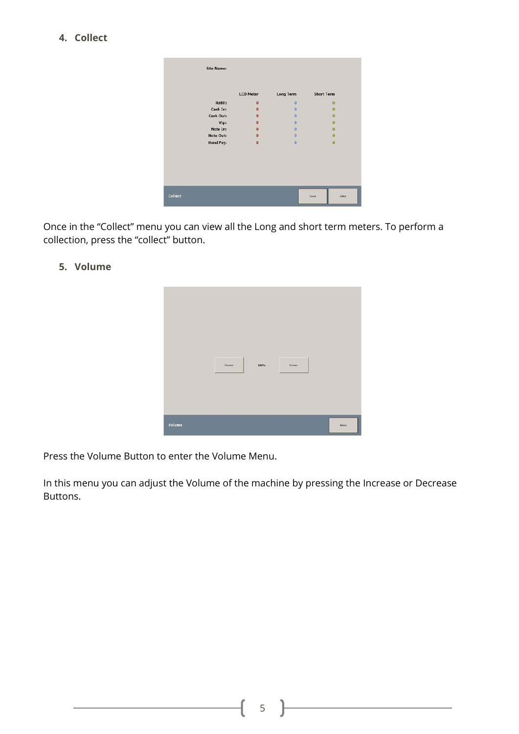4. **Collect**

Once in the "Collect" menu you can view all the Long and short term meters. To perform a collection, press the "collect" button.

5. **Volume**

Press the Volume Button to enter the Volume Menu.

In this menu you can adjust the Volume of the machine by pressing the Increase or Decrease Buttons.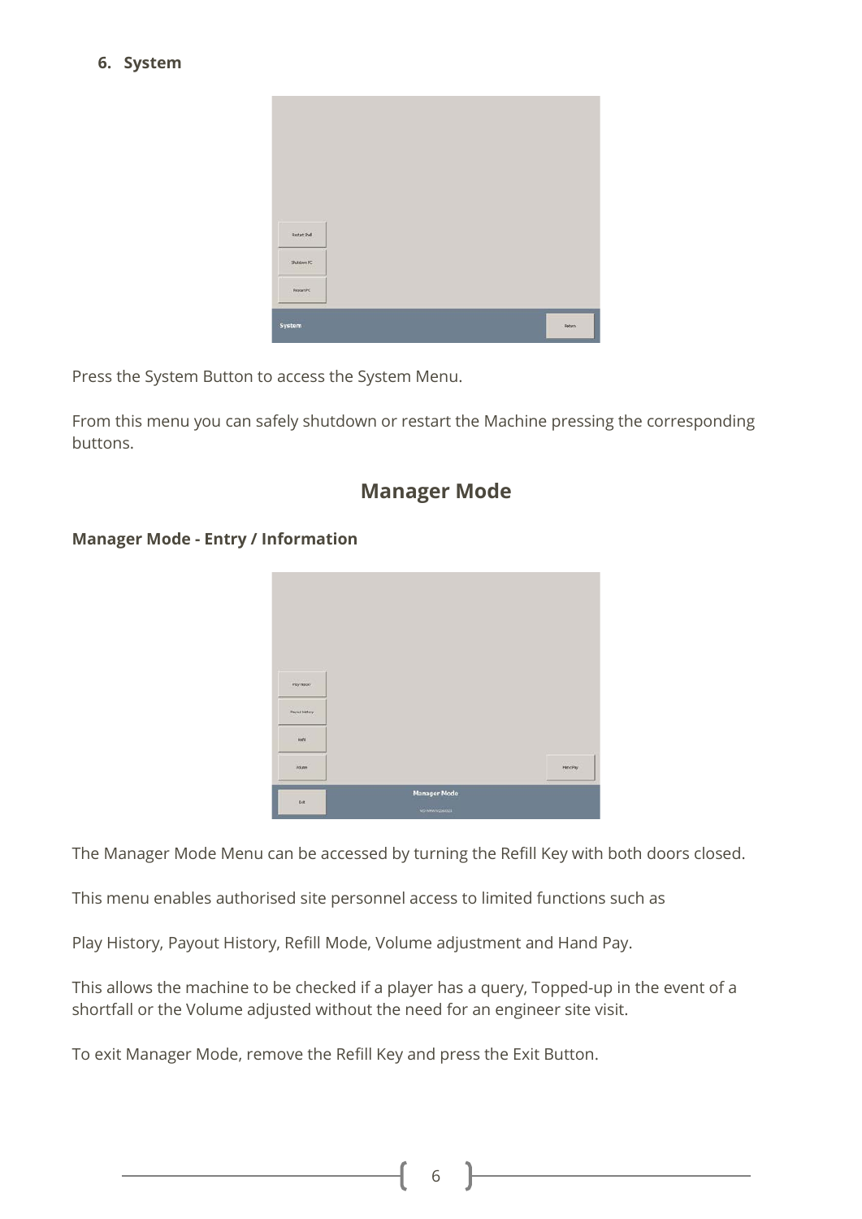## 6. System

Press the System Button to access the System Menu.

From this menu you can safely shutdown or restart the Machine pressing the corresponding buttons.

# Manager Mode

### Manager Mode - Entry / Information

The Manager Mode Menu can be accessed by turning the Refill Key with both doors closed.

This menu enables authorised site personnel access to limited functions such as

Play History, Payout History, Refill Mode, Volume adjustment and Hand Pay.

This allows the machine to be checked if a player has a query, Topped-up in the event of a shortfall or the Volume adjusted without the need for an engineer site visit.

To exit Manager Mode, remove the Refill Key and press the Exit Button.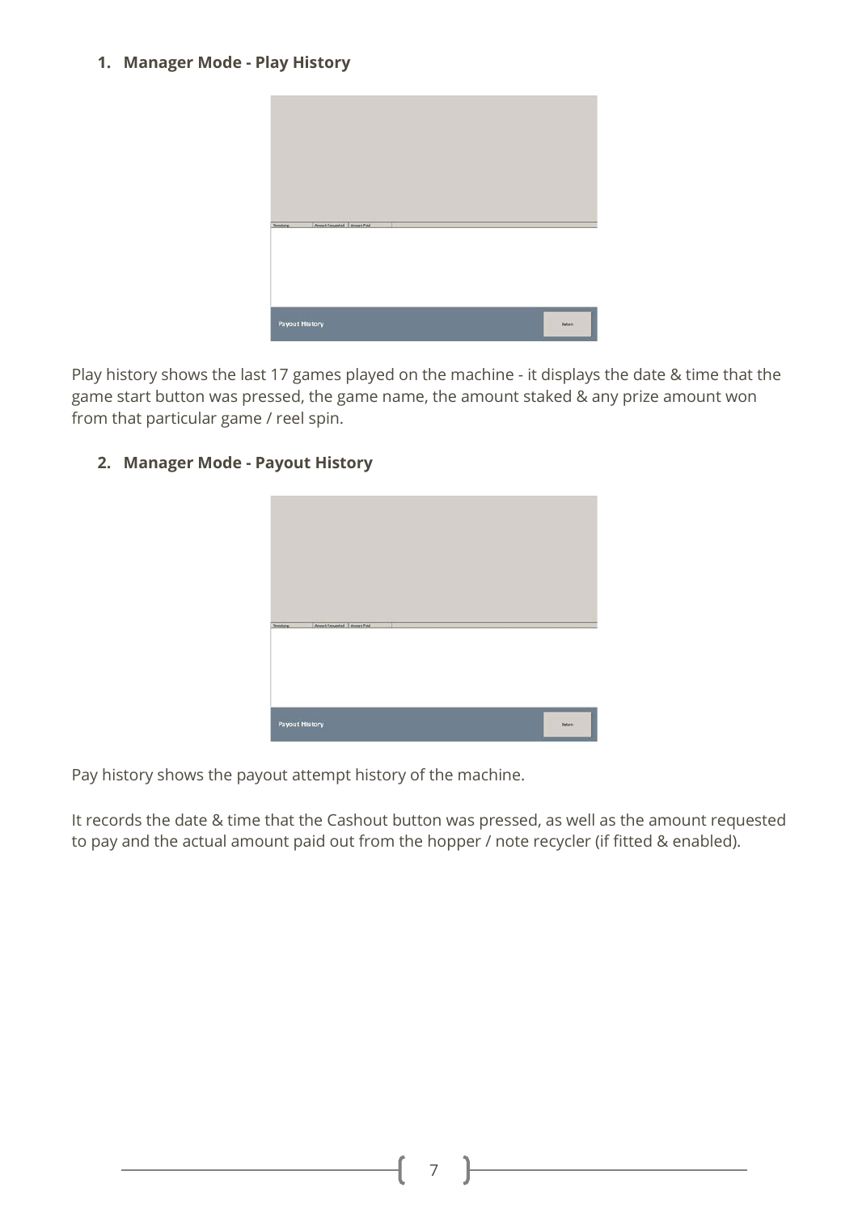1. **Manager Mode - Play History**

Play history shows the last 17 games played on the machine - it displays the date & time that the game start button was pressed, the game name, the amount staked & any prize amount won from that particular game / reel spin.

2. **Manager Mode - Payout History**

Pay history shows the payout attempt history of the machine.

It records the date & time that the Cashout button was pressed, as well as the amount requested to pay and the actual amount paid out from the hopper / note recycler (if fitted & enabled).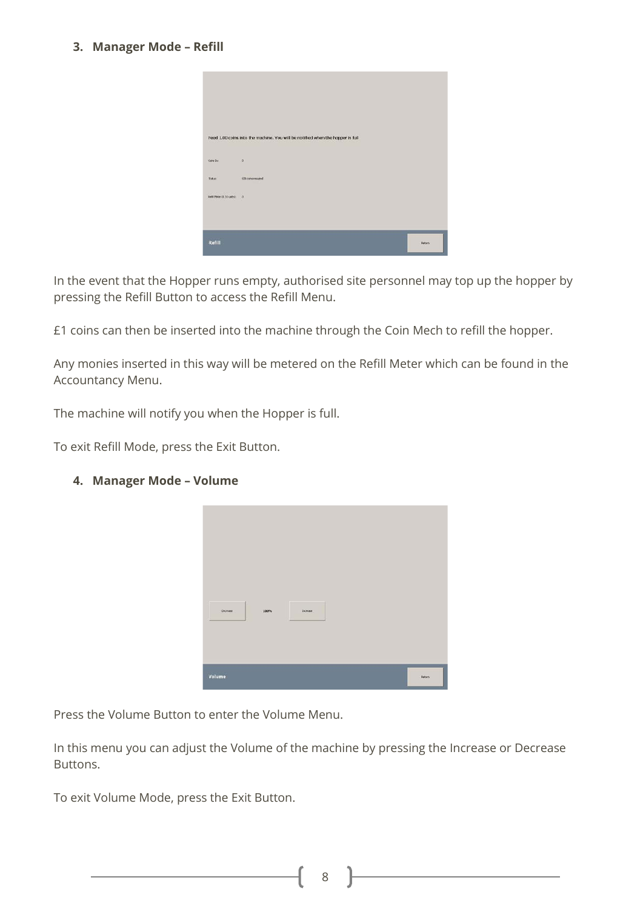### 3. Manager Mode – Refill

In the event that the Hopper runs empty, authorised site personnel may top up the hopper by pressing the Refill Button to access the Refill Menu.

£1 coins can then be inserted into the machine through the Coin Mech to refill the hopper.

Any monies inserted in this way will be metered on the Refill Meter which can be found in the Accountancy Menu.

The machine will notify you when the Hopper is full.

To exit Refill Mode, press the Exit Button.

### 4. Manager Mode – Volume

Press the Volume Button to enter the Volume Menu.

In this menu you can adjust the Volume of the machine by pressing the Increase or Decrease Buttons.

To exit Volume Mode, press the Exit Button.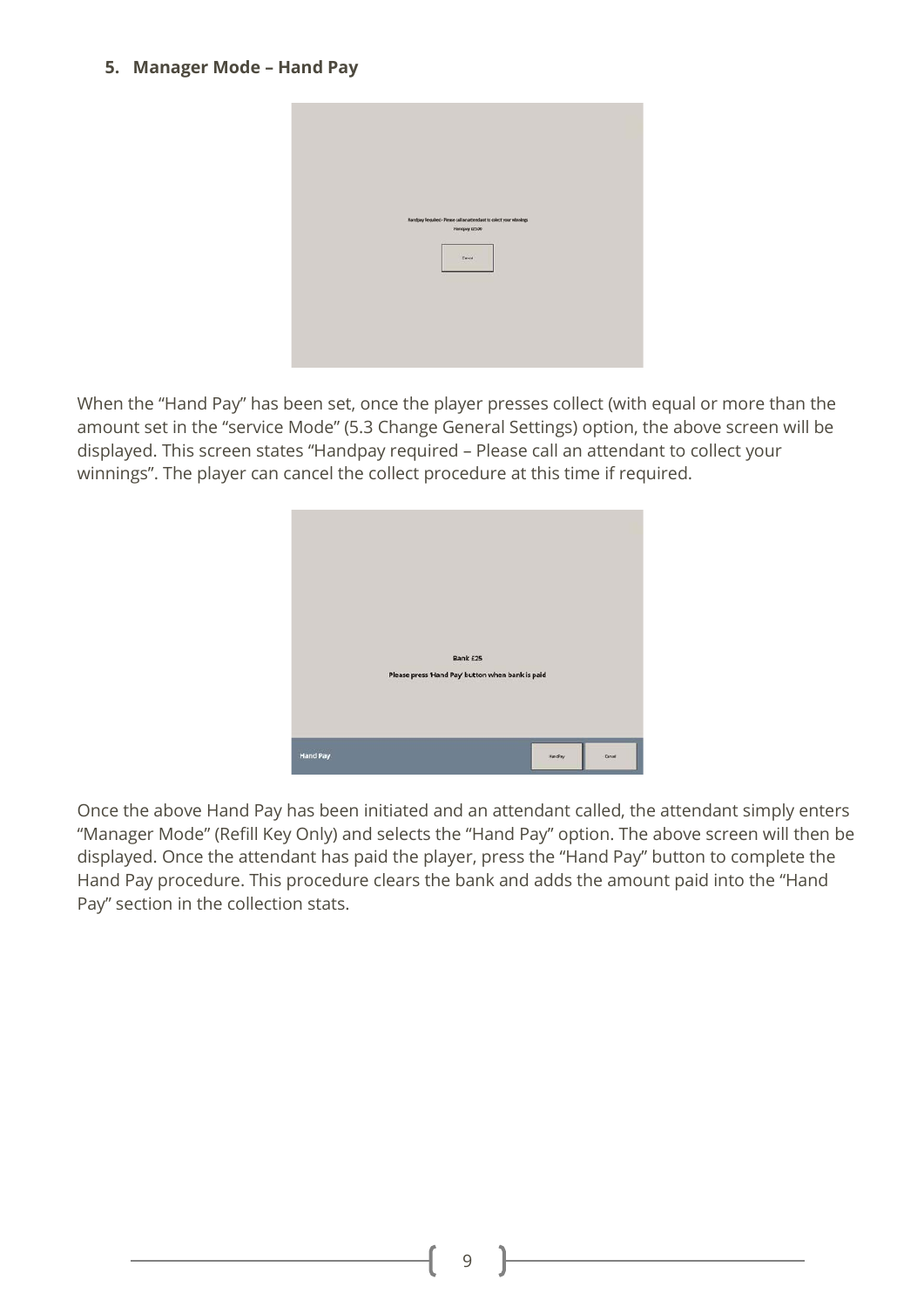### 5. Manager Mode – Hand Pay

When the "Hand Pay" has been set, once the player presses collect (with equal or more than the amount set in the "service Mode" (5.3 Change General Settings) option, the above screen will be displayed. This screen states "Handpay required – Please call an attendant to collect your winnings". The player can cancel the collect procedure at this time if required.

Once the above Hand Pay has been initiated and an attendant called, the attendant simply enters "Manager Mode" (Refill Key Only) and selects the "Hand Pay" option. The above screen will then be displayed. Once the attendant has paid the player, press the "Hand Pay" button to complete the Hand Pay procedure. This procedure clears the bank and adds the amount paid into the "Hand Pay" section in the collection stats.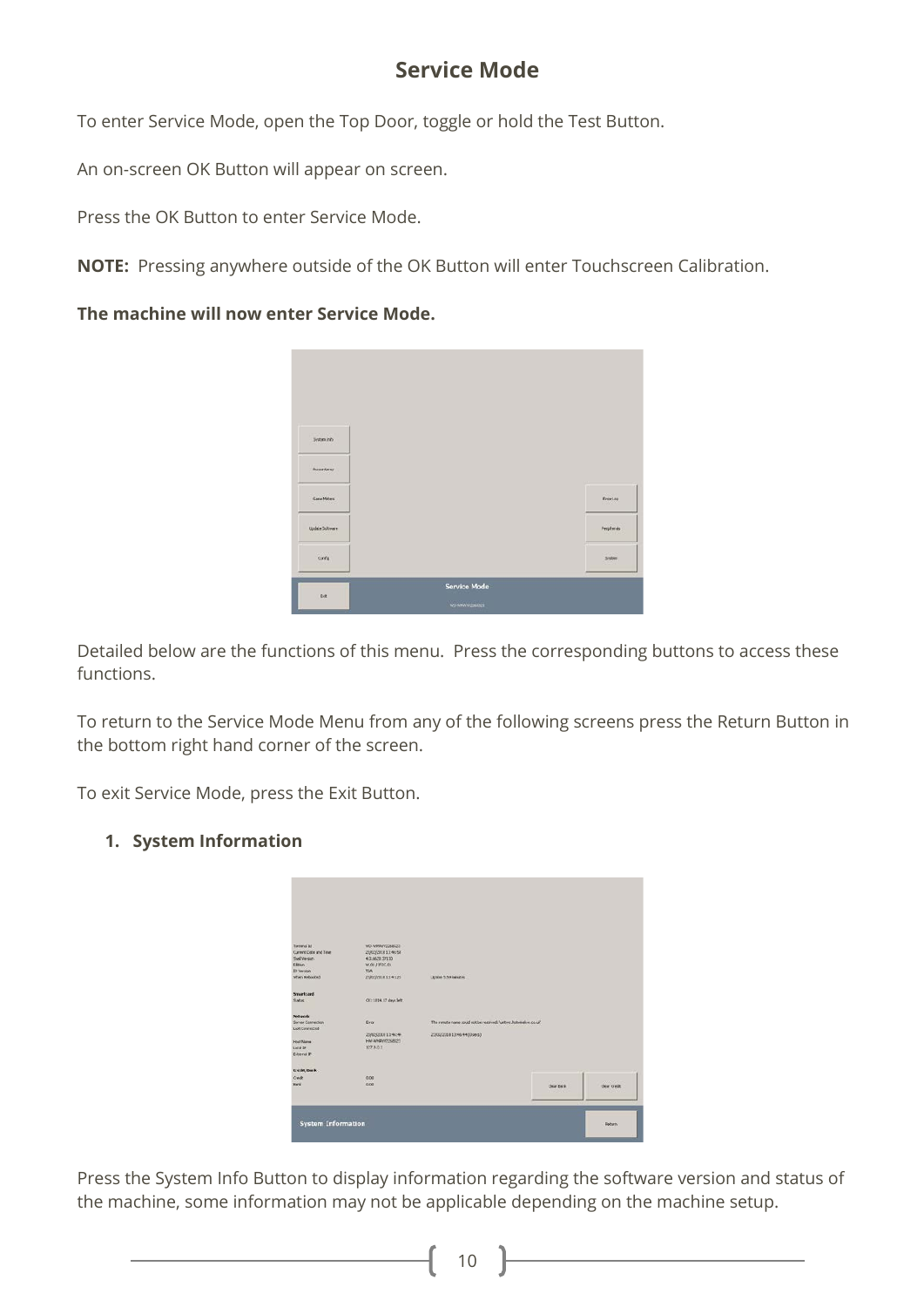## Service Mode

To enter Service Mode, open the Top Door, toggle or hold the Test Button.

An on-screen OK Button will appear on screen.

Press the OK Button to enter Service Mode.

**NOTE:** Pressing anywhere outside of the OK Button will enter Touchscreen Calibration.

**The machine will now enter Service Mode.**

Detailed below are the functions of this menu. Press the corresponding buttons to access these functions.

To return to the Service Mode Menu from any of the following screens press the Return Button in the bottom right hand corner of the screen.

To exit Service Mode, press the Exit Button.

1. **System Information**

Press the System Info Button to display information regarding the software version and status of the machine, some information may not be applicable depending on the machine setup.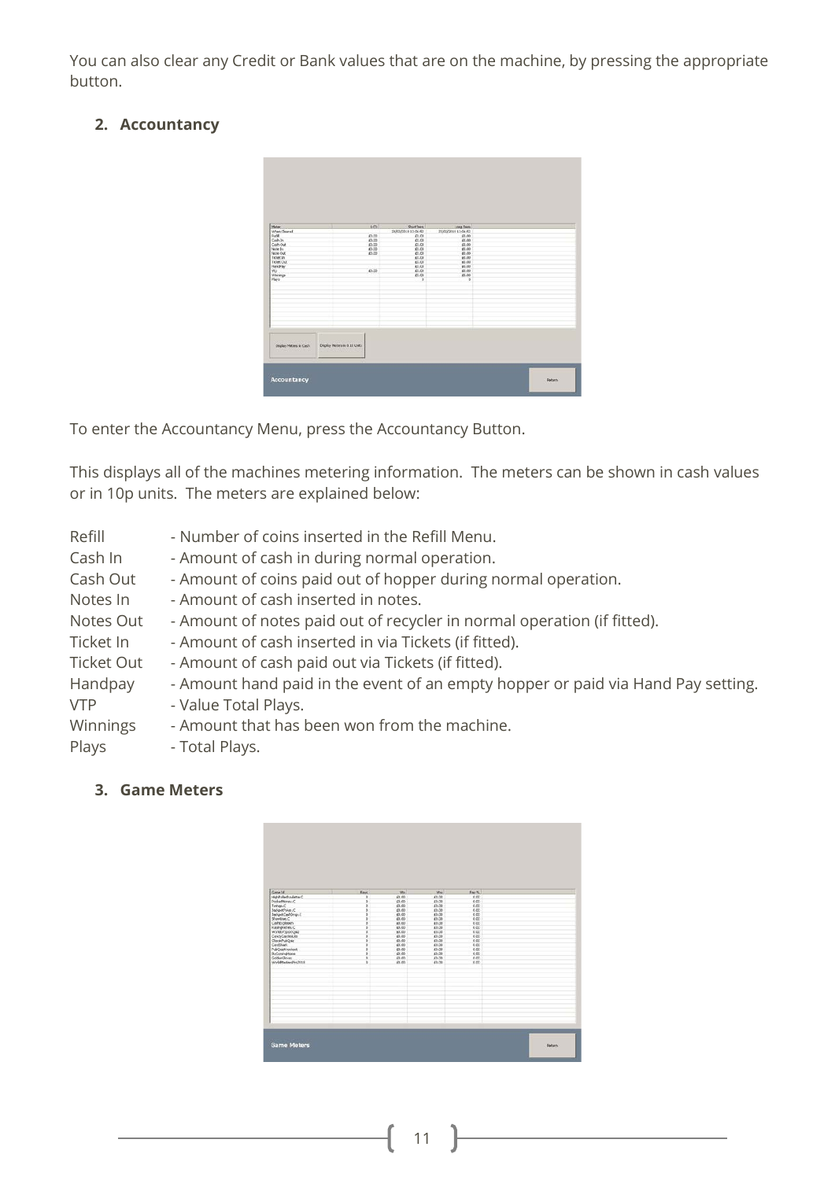You can also clear any Credit or Bank values that are on the machine, by pressing the appropriate button.

## 2. Accountancy

To enter the Accountancy Menu, press the Accountancy Button.

This displays all of the machines metering information. The meters can be shown in cash values or in 10p units. The meters are explained below:

| | |
|---|---|
| Refill | - Number of coins inserted in the Refill Menu. |
| Cash In | - Amount of cash in during normal operation. |
| Cash Out | - Amount of coins paid out of hopper during normal operation. |
| Notes In | - Amount of cash inserted in notes. |
| Notes Out | - Amount of notes paid out of recycler in normal operation (if fitted). |
| Ticket In | - Amount of cash inserted in via Tickets (if fitted). |
| Ticket Out | - Amount of cash paid out via Tickets (if fitted). |
| Handpay | - Amount hand paid in the event of an empty hopper or paid via Hand Pay setting. |
| VTP | - Value Total Plays. |
| Winnings | - Amount that has been won from the machine. |
| Plays | - Total Plays. |

## 3. Game Meters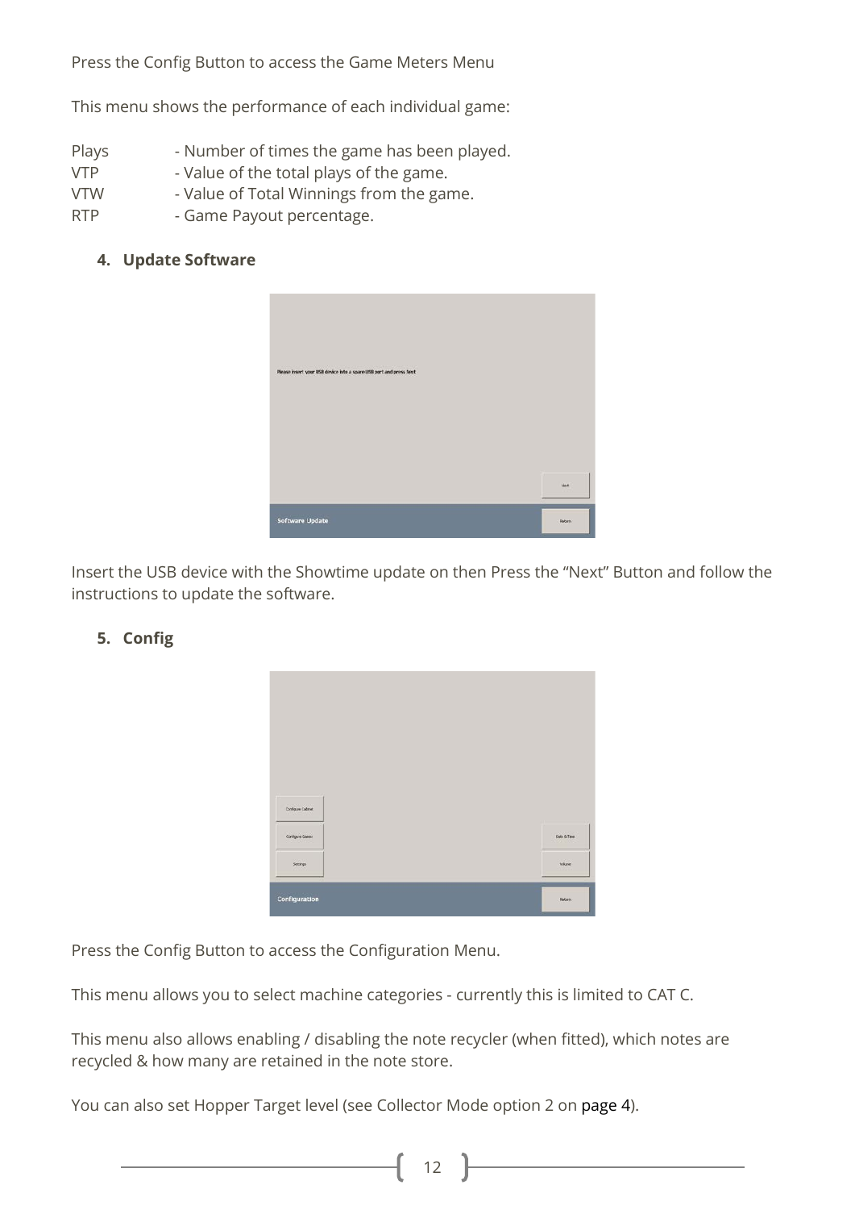Press the Config Button to access the Game Meters Menu

This menu shows the performance of each individual game:

| | |
|---|---|
| Plays | - Number of times the game has been played. |
| VTP | - Value of the total plays of the game. |
| VTW | - Value of Total Winnings from the game. |
| RTP | - Game Payout percentage. |

### 4. Update Software

Insert the USB device with the Showtime update on then Press the "Next" Button and follow the instructions to update the software.

### 5. Config

Press the Config Button to access the Configuration Menu.

This menu allows you to select machine categories - currently this is limited to CAT C.

This menu also allows enabling / disabling the note recycler (when fitted), which notes are recycled & how many are retained in the note store.

You can also set Hopper Target level (see Collector Mode option 2 on page 4).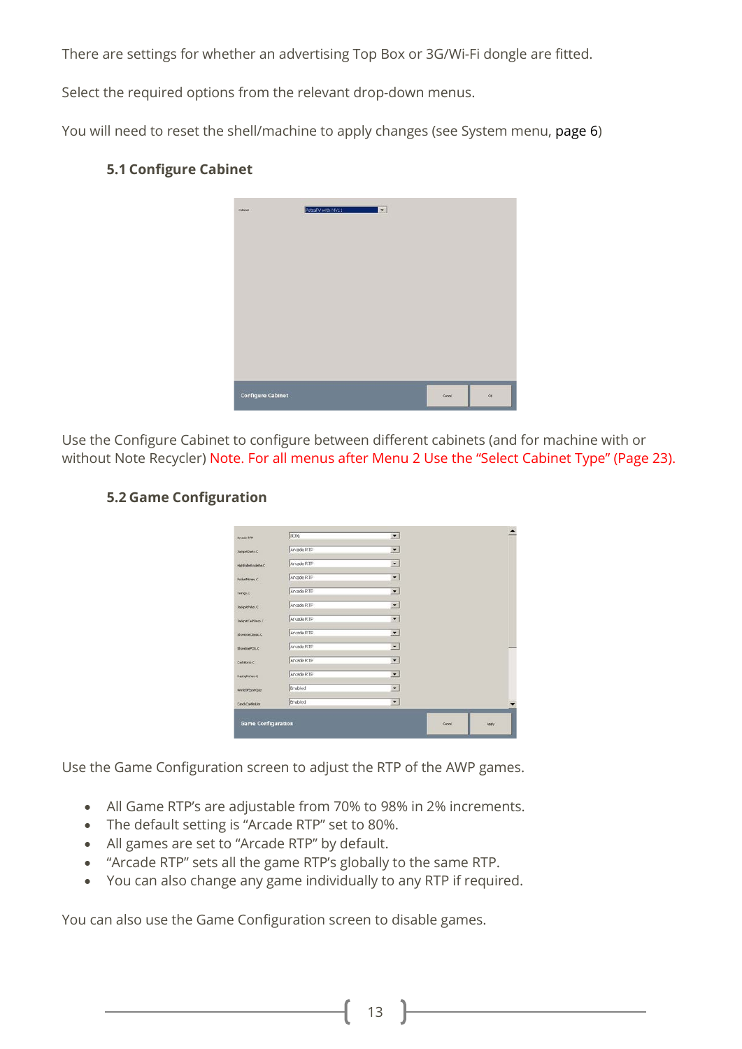There are settings for whether an advertising Top Box or 3G/Wi-Fi dongle are fitted.

Select the required options from the relevant drop-down menus.

You will need to reset the shell/machine to apply changes (see System menu, page 6)

### 5.1 Configure Cabinet

Use the Configure Cabinet to configure between different cabinets (and for machine with or without Note Recycler) Note. For all menus after Menu 2 Use the "Select Cabinet Type" (Page 23).

### 5.2 Game Configuration

Use the Game Configuration screen to adjust the RTP of the AWP games.

- All Game RTP's are adjustable from 70% to 98% in 2% increments.
- The default setting is "Arcade RTP" set to 80%.
- All games are set to "Arcade RTP" by default.
- "Arcade RTP" sets all the game RTP's globally to the same RTP.
- You can also change any game individually to any RTP if required.

You can also use the Game Configuration screen to disable games.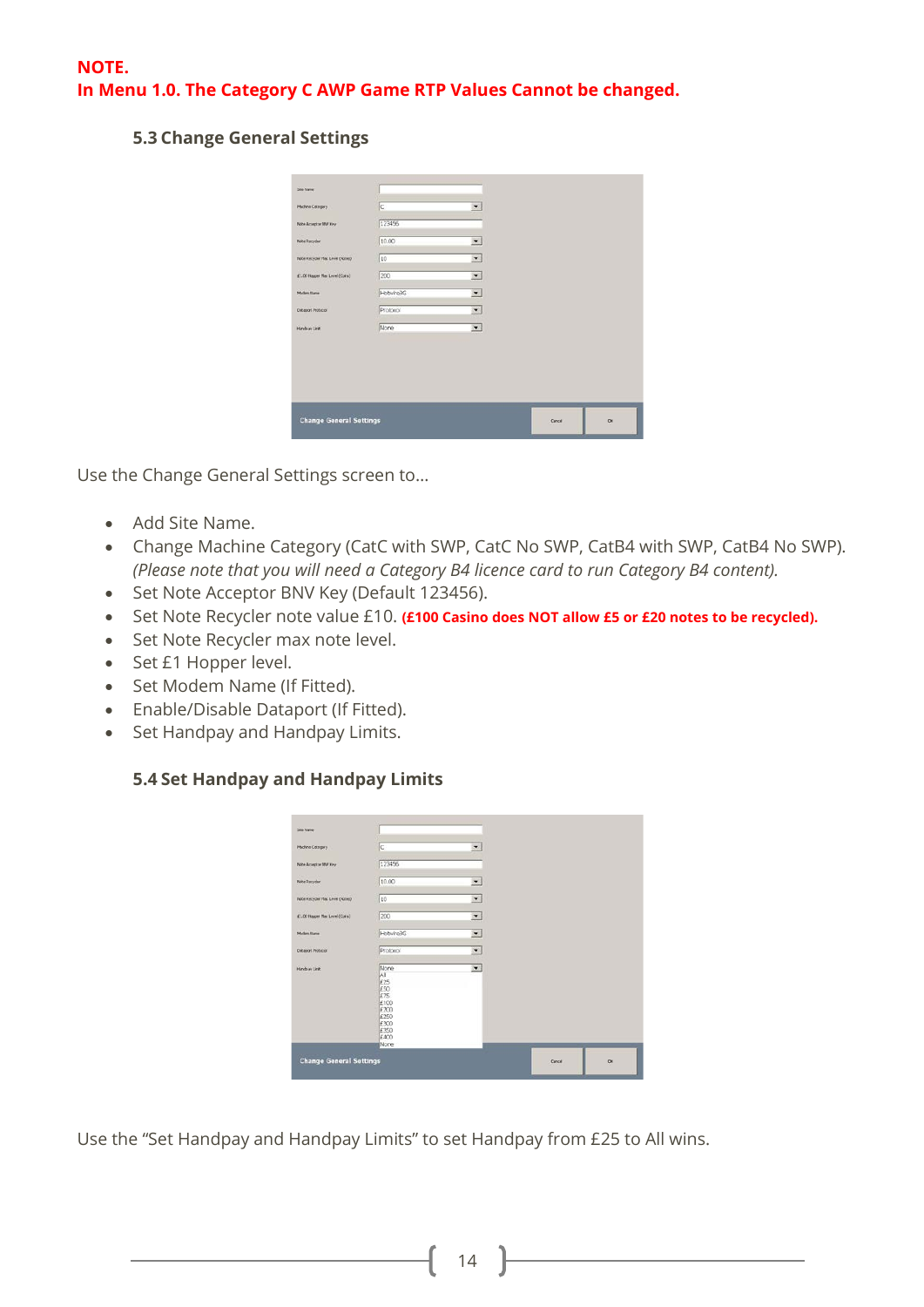**NOTE.**
**In Menu 1.0. The Category C AWP Game RTP Values Cannot be changed.**

### 5.3 Change General Settings

Use the Change General Settings screen to...

- Add Site Name.
- Change Machine Category (CatC with SWP, CatC No SWP, CatB4 with SWP, CatB4 No SWP). *(Please note that you will need a Category B4 licence card to run Category B4 content).*
- Set Note Acceptor BNV Key (Default 123456).
- Set Note Recycler note value £10. **(£100 Casino does NOT allow £5 or £20 notes to be recycled).**
- Set Note Recycler max note level.
- Set £1 Hopper level.
- Set Modem Name (If Fitted).
- Enable/Disable Dataport (If Fitted).
- Set Handpay and Handpay Limits.

### 5.4 Set Handpay and Handpay Limits

Use the "Set Handpay and Handpay Limits" to set Handpay from £25 to All wins.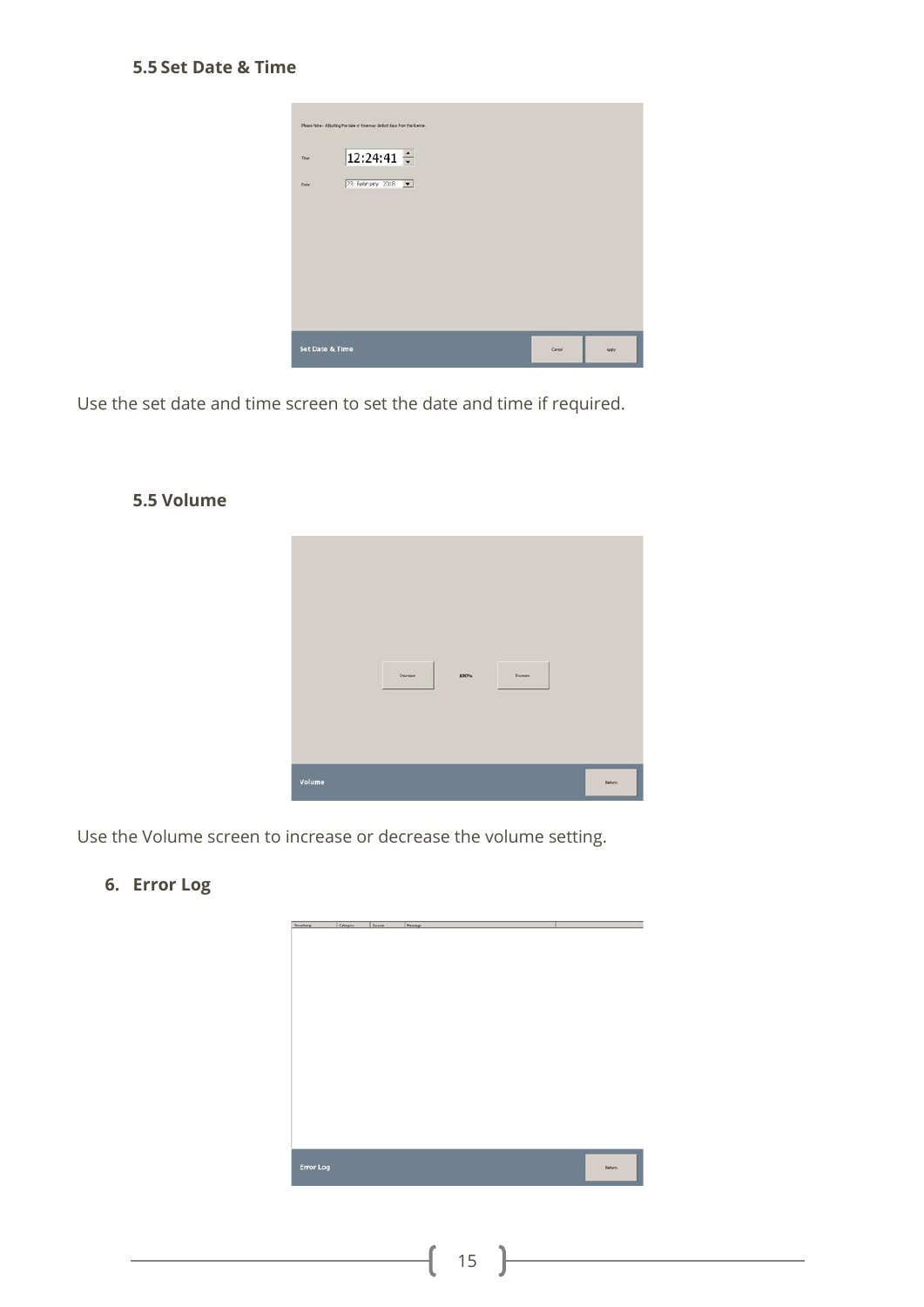### 5.5 Set Date & Time

Use the set date and time screen to set the date and time if required.

### 5.5 Volume

Use the Volume screen to increase or decrease the volume setting.

## 6. Error Log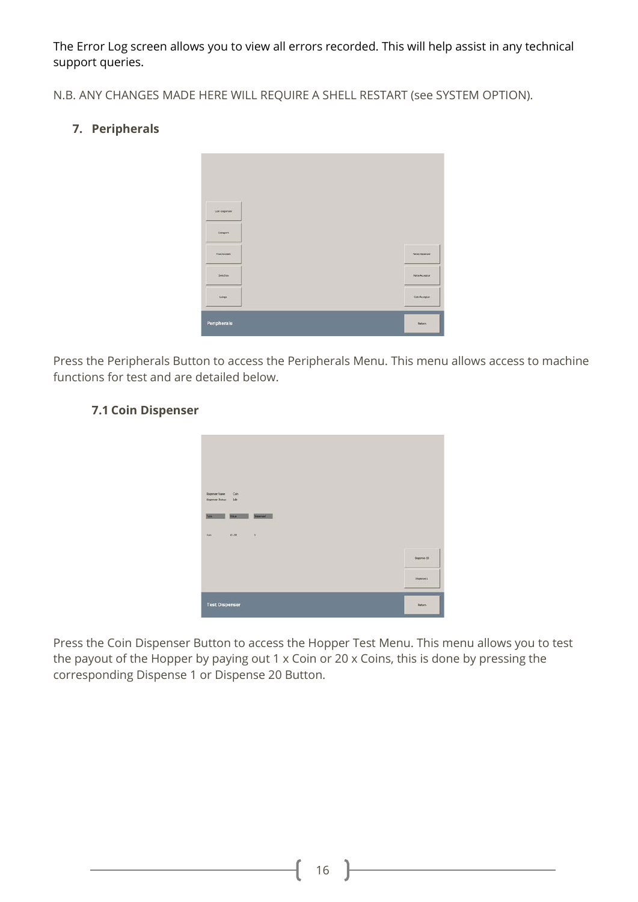The Error Log screen allows you to view all errors recorded. This will help assist in any technical support queries.

N.B. ANY CHANGES MADE HERE WILL REQUIRE A SHELL RESTART (see SYSTEM OPTION).

## 7. Peripherals

Press the Peripherals Button to access the Peripherals Menu. This menu allows access to machine functions for test and are detailed below.

### 7.1 Coin Dispenser

Press the Coin Dispenser Button to access the Hopper Test Menu. This menu allows you to test the payout of the Hopper by paying out 1 x Coin or 20 x Coins, this is done by pressing the corresponding Dispense 1 or Dispense 20 Button.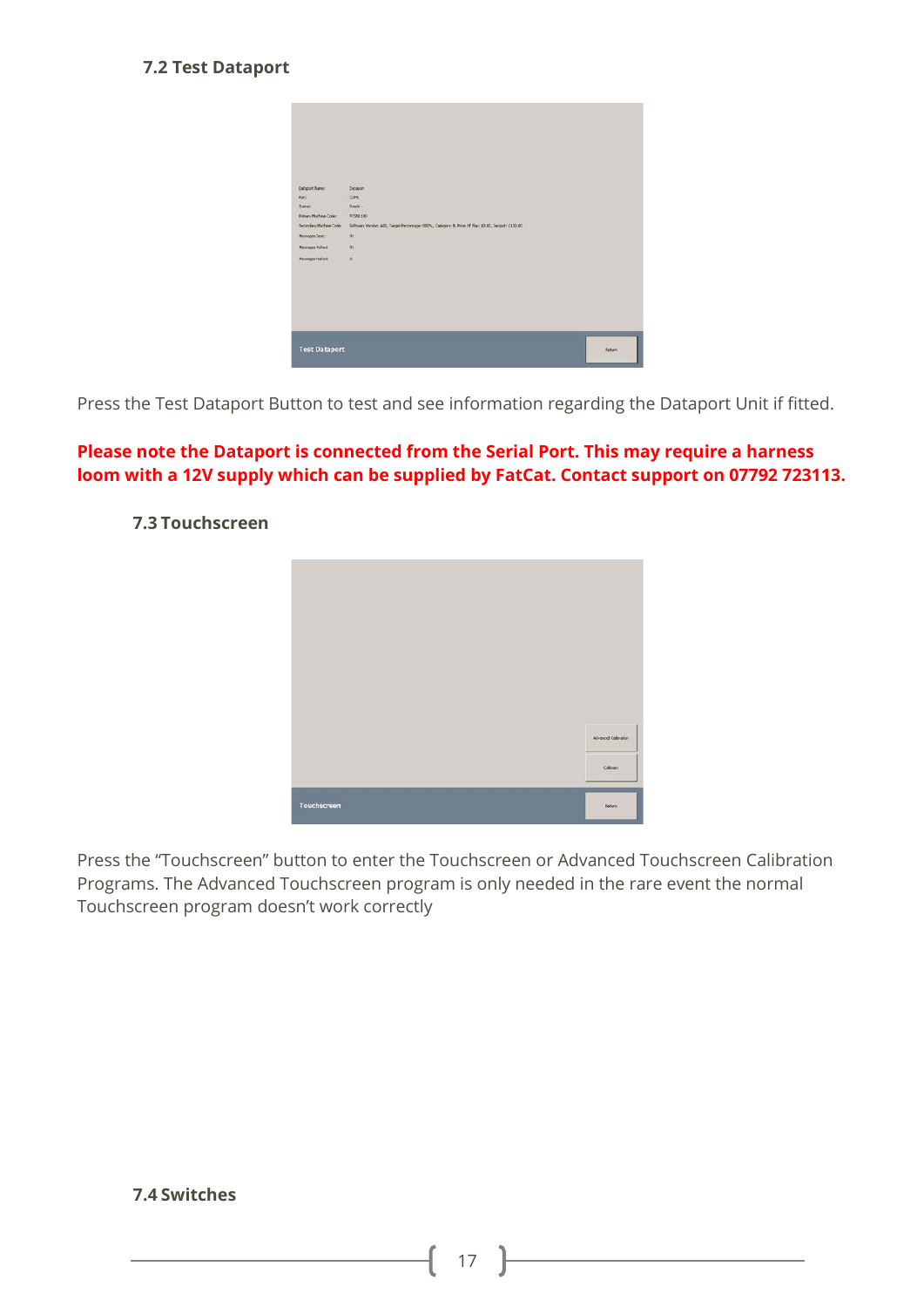### 7.2 Test Dataport

Press the Test Dataport Button to test and see information regarding the Dataport Unit if fitted.

**Please note the Dataport is connected from the Serial Port. This may require a harness loom with a 12V supply which can be supplied by FatCat. Contact support on 07792 723113.**

### 7.3 Touchscreen

Press the "Touchscreen" button to enter the Touchscreen or Advanced Touchscreen Calibration Programs. The Advanced Touchscreen program is only needed in the rare event the normal Touchscreen program doesn't work correctly

### 7.4 Switches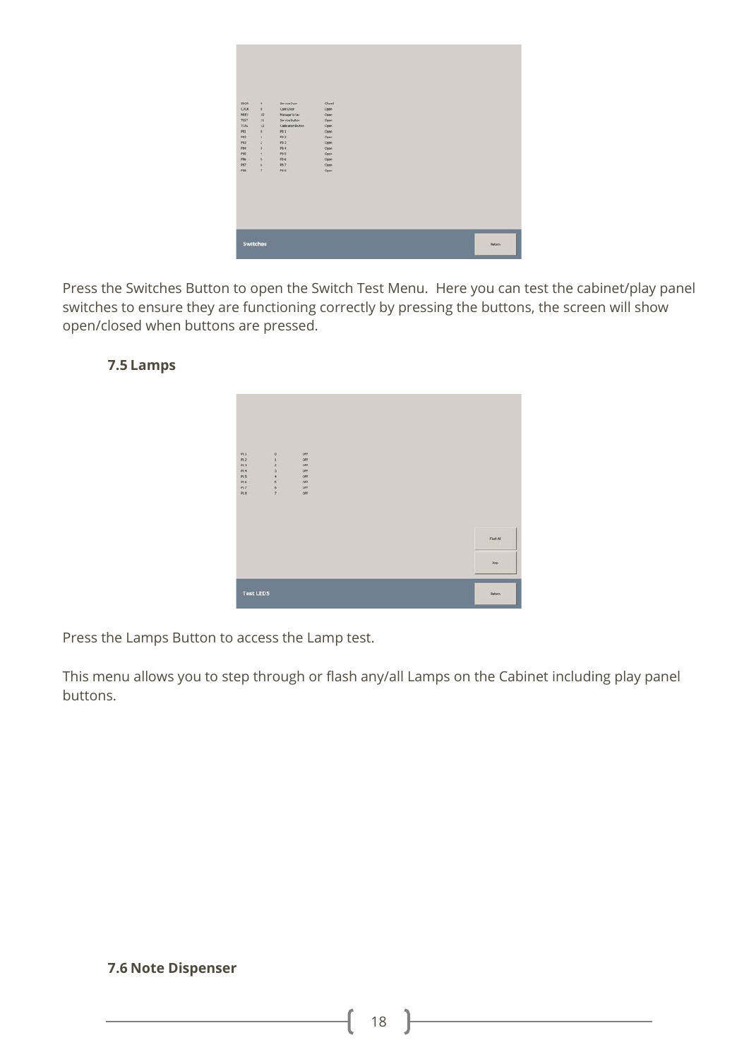Press the Switches Button to open the Switch Test Menu.  Here you can test the cabinet/play panel switches to ensure they are functioning correctly by pressing the buttons, the screen will show open/closed when buttons are pressed.

### 7.5 Lamps

Press the Lamps Button to access the Lamp test.

This menu allows you to step through or flash any/all Lamps on the Cabinet including play panel buttons.

### 7.6 Note Dispenser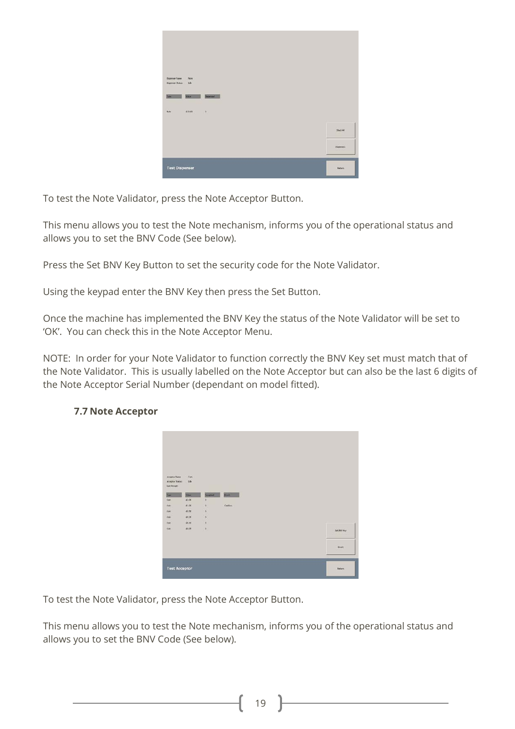To test the Note Validator, press the Note Acceptor Button.

This menu allows you to test the Note mechanism, informs you of the operational status and allows you to set the BNV Code (See below).

Press the Set BNV Key Button to set the security code for the Note Validator.

Using the keypad enter the BNV Key then press the Set Button.

Once the machine has implemented the BNV Key the status of the Note Validator will be set to 'OK'. You can check this in the Note Acceptor Menu.

NOTE: In order for your Note Validator to function correctly the BNV Key set must match that of the Note Validator. This is usually labelled on the Note Acceptor but can also be the last 6 digits of the Note Acceptor Serial Number (dependant on model fitted).

### 7.7 Note Acceptor

To test the Note Validator, press the Note Acceptor Button.

This menu allows you to test the Note mechanism, informs you of the operational status and allows you to set the BNV Code (See below).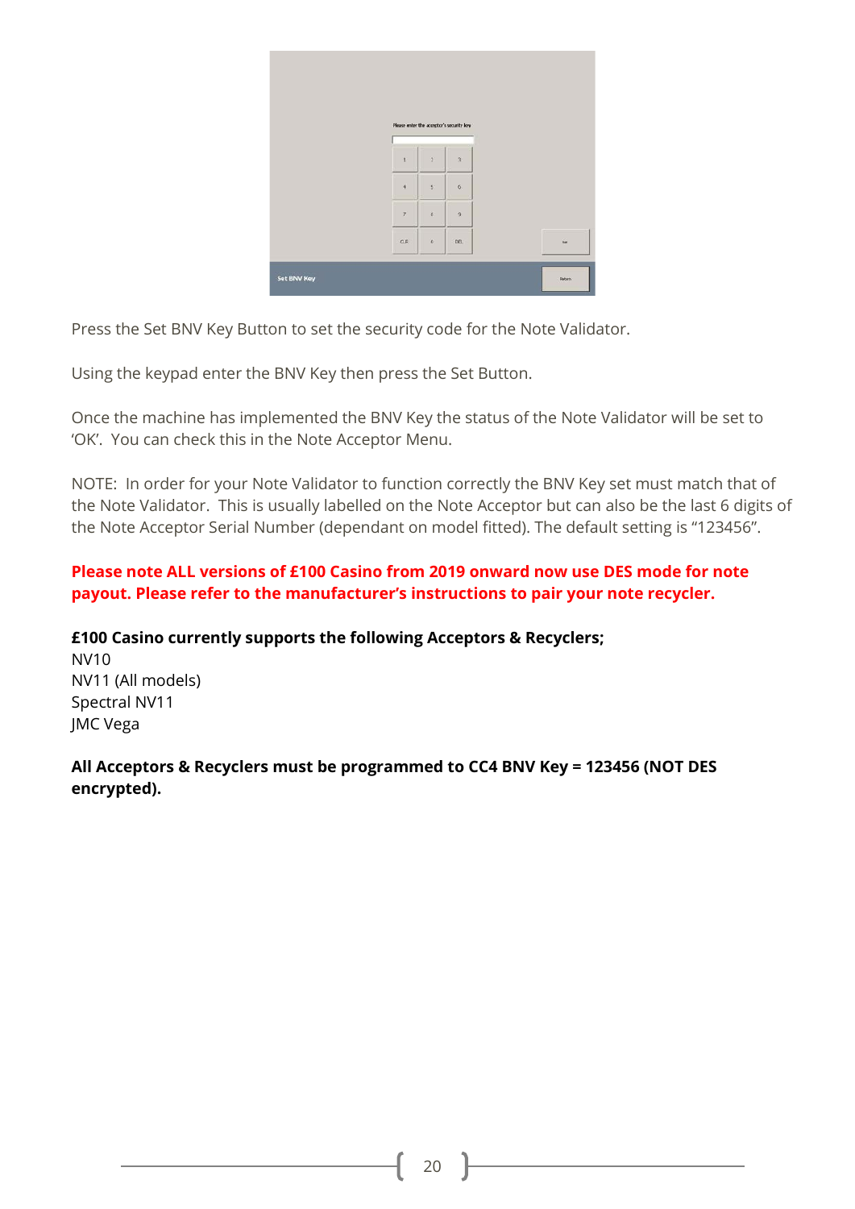Press the Set BNV Key Button to set the security code for the Note Validator.

Using the keypad enter the BNV Key then press the Set Button.

Once the machine has implemented the BNV Key the status of the Note Validator will be set to 'OK'. You can check this in the Note Acceptor Menu.

NOTE: In order for your Note Validator to function correctly the BNV Key set must match that of the Note Validator. This is usually labelled on the Note Acceptor but can also be the last 6 digits of the Note Acceptor Serial Number (dependant on model fitted). The default setting is "123456".

**Please note ALL versions of £100 Casino from 2019 onward now use DES mode for note payout. Please refer to the manufacturer's instructions to pair your note recycler.**

**£100 Casino currently supports the following Acceptors & Recyclers;**
NV10
NV11 (All models)
Spectral NV11
JMC Vega

**All Acceptors & Recyclers must be programmed to CC4 BNV Key = 123456 (NOT DES encrypted).**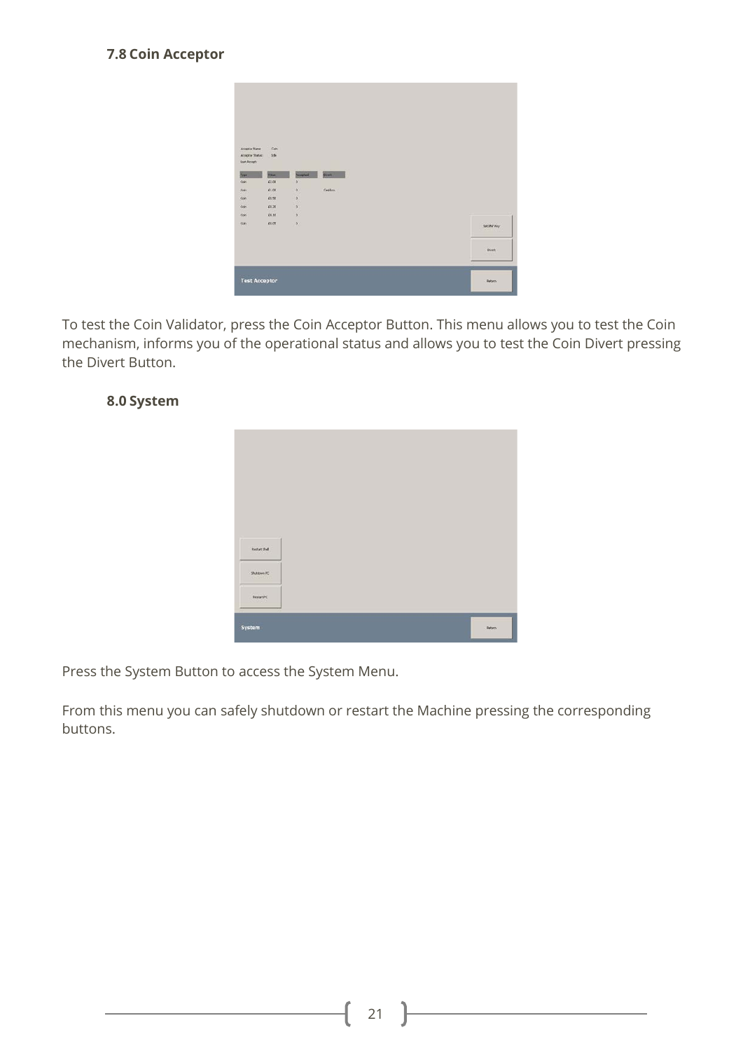### 7.8 Coin Acceptor

To test the Coin Validator, press the Coin Acceptor Button. This menu allows you to test the Coin mechanism, informs you of the operational status and allows you to test the Coin Divert pressing the Divert Button.

### 8.0 System

Press the System Button to access the System Menu.

From this menu you can safely shutdown or restart the Machine pressing the corresponding buttons.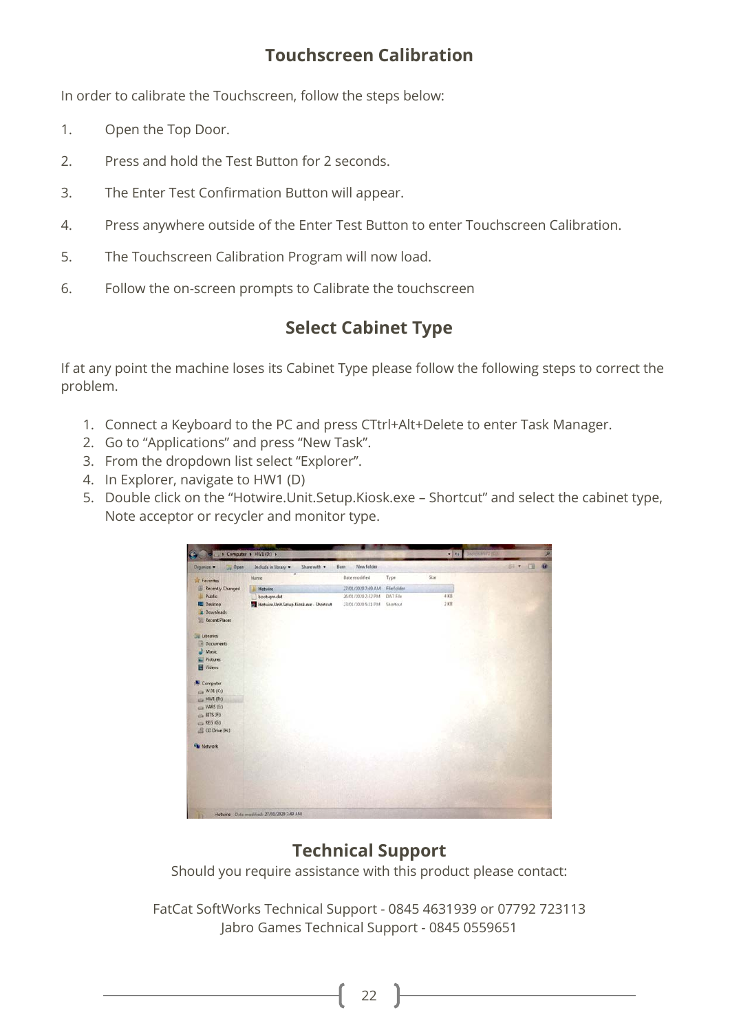## Touchscreen Calibration

In order to calibrate the Touchscreen, follow the steps below:

1. Open the Top Door.
2. Press and hold the Test Button for 2 seconds.
3. The Enter Test Confirmation Button will appear.
4. Press anywhere outside of the Enter Test Button to enter Touchscreen Calibration.
5. The Touchscreen Calibration Program will now load.
6. Follow the on-screen prompts to Calibrate the touchscreen

## Select Cabinet Type

If at any point the machine loses its Cabinet Type please follow the following steps to correct the problem.

1. Connect a Keyboard to the PC and press CTtrl+Alt+Delete to enter Task Manager.
2. Go to "Applications" and press "New Task".
3. From the dropdown list select "Explorer".
4. In Explorer, navigate to HW1 (D)
5. Double click on the "Hotwire.Unit.Setup.Kiosk.exe – Shortcut" and select the cabinet type, Note acceptor or recycler and monitor type.

## Technical Support

Should you require assistance with this product please contact:

FatCat SoftWorks Technical Support - 0845 4631939 or 07792 723113
Jabro Games Technical Support - 0845 0559651